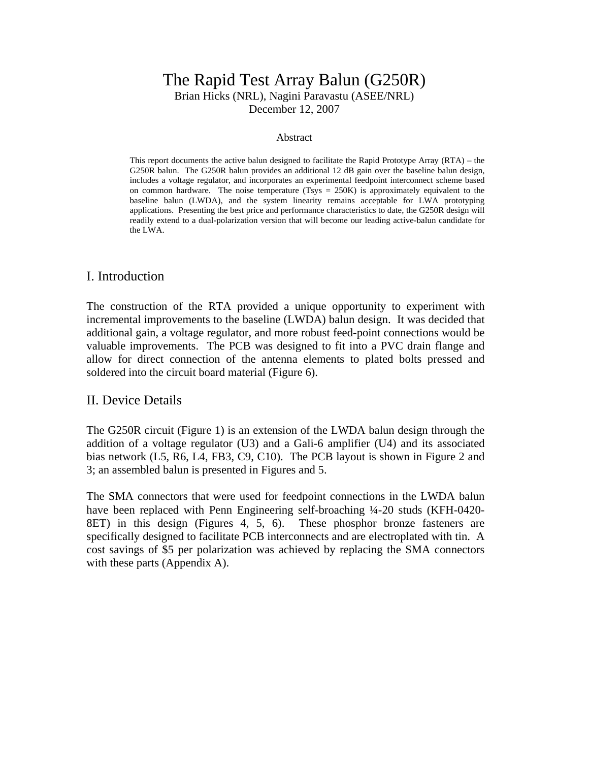# The Rapid Test Array Balun (G250R)

Brian Hicks (NRL), Nagini Paravastu (ASEE/NRL)
December 12, 2007

### Abstract

This report documents the active balun designed to facilitate the Rapid Prototype Array (RTA) – the G250R balun. The G250R balun provides an additional 12 dB gain over the baseline balun design, includes a voltage regulator, and incorporates an experimental feedpoint interconnect scheme based on common hardware. The noise temperature (Tsys = 250K) is approximately equivalent to the baseline balun (LWDA), and the system linearity remains acceptable for LWA prototyping applications. Presenting the best price and performance characteristics to date, the G250R design will readily extend to a dual-polarization version that will become our leading active-balun candidate for the LWA.

## I. Introduction

The construction of the RTA provided a unique opportunity to experiment with incremental improvements to the baseline (LWDA) balun design. It was decided that additional gain, a voltage regulator, and more robust feed-point connections would be valuable improvements. The PCB was designed to fit into a PVC drain flange and allow for direct connection of the antenna elements to plated bolts pressed and soldered into the circuit board material (Figure 6).

## II. Device Details

The G250R circuit (Figure 1) is an extension of the LWDA balun design through the addition of a voltage regulator (U3) and a Gali-6 amplifier (U4) and its associated bias network (L5, R6, L4, FB3, C9, C10). The PCB layout is shown in Figure 2 and 3; an assembled balun is presented in Figures and 5.

The SMA connectors that were used for feedpoint connections in the LWDA balun have been replaced with Penn Engineering self-broaching ¼-20 studs (KFH-0420-8ET) in this design (Figures 4, 5, 6). These phosphor bronze fasteners are specifically designed to facilitate PCB interconnects and are electroplated with tin. A cost savings of $5 per polarization was achieved by replacing the SMA connectors with these parts (Appendix A).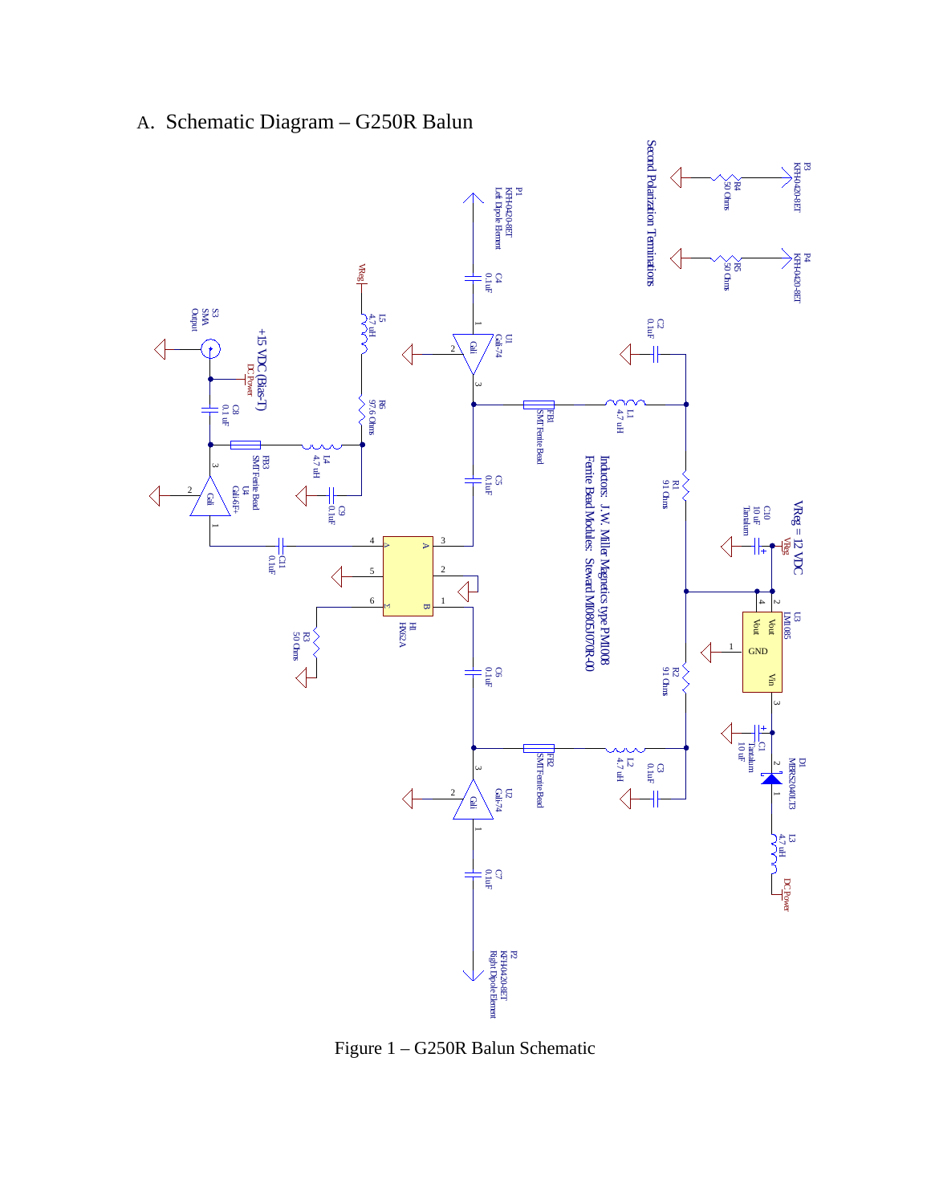## A. Schematic Diagram – G250R Balun

Figure 1 – G250R Balun Schematic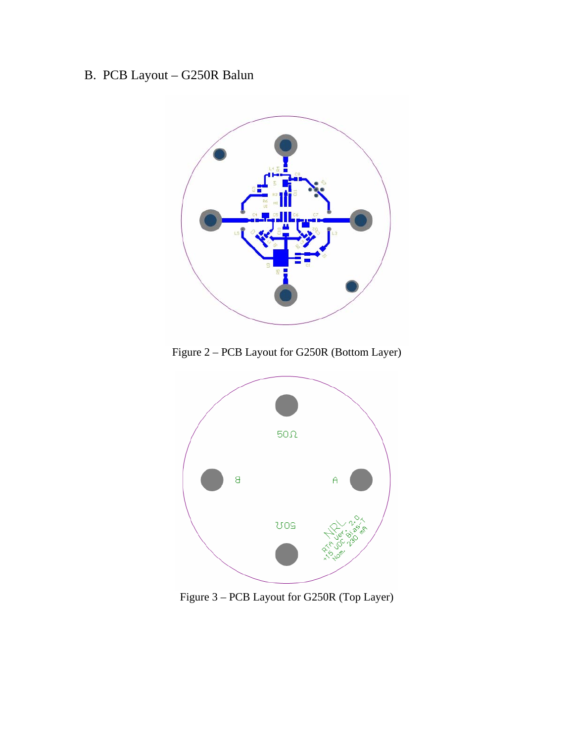## B. PCB Layout – G250R Balun

Figure 2 – PCB Layout for G250R (Bottom Layer)

Figure 3 – PCB Layout for G250R (Top Layer)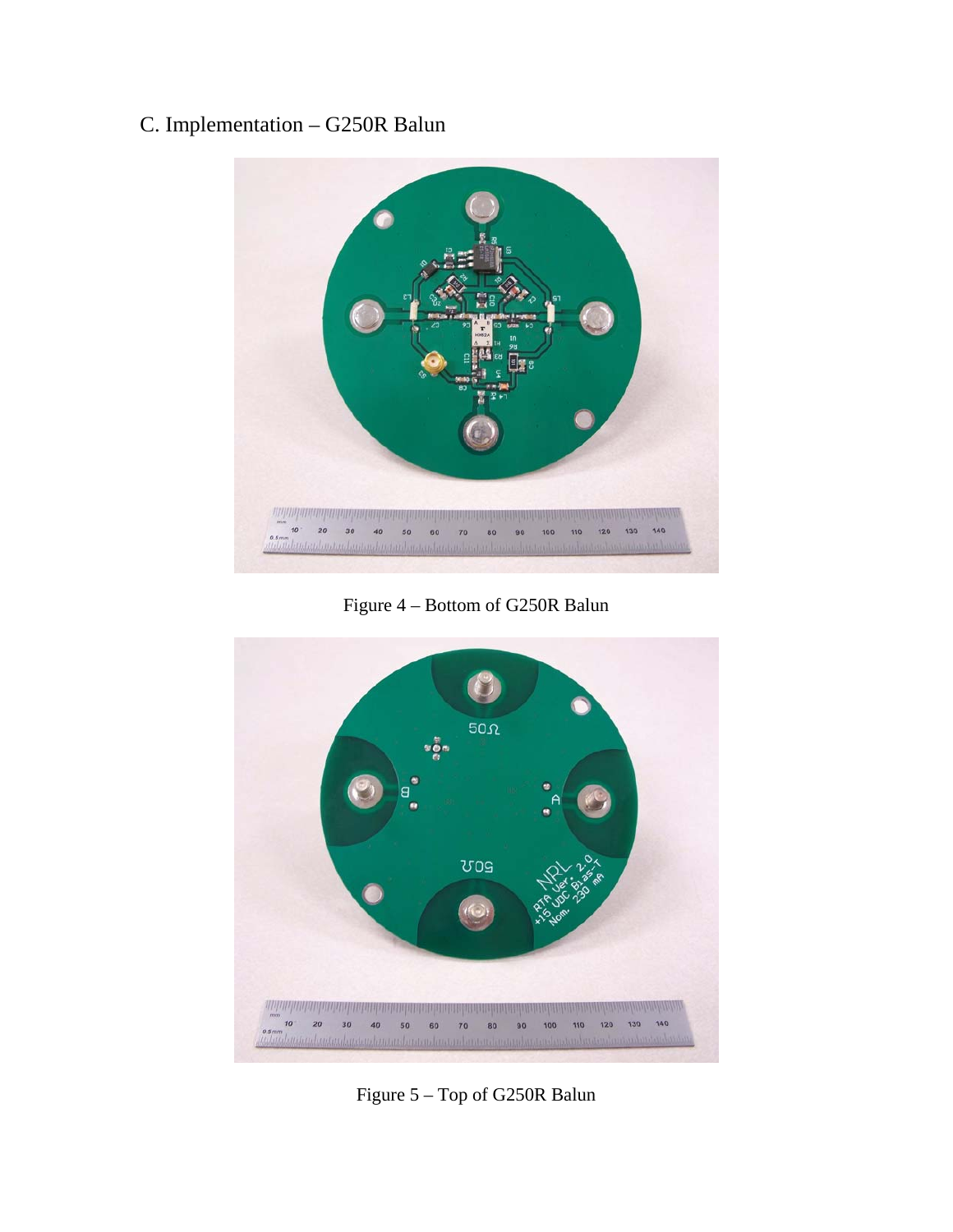## C. Implementation – G250R Balun

Figure 4 – Bottom of G250R Balun

Figure 5 – Top of G250R Balun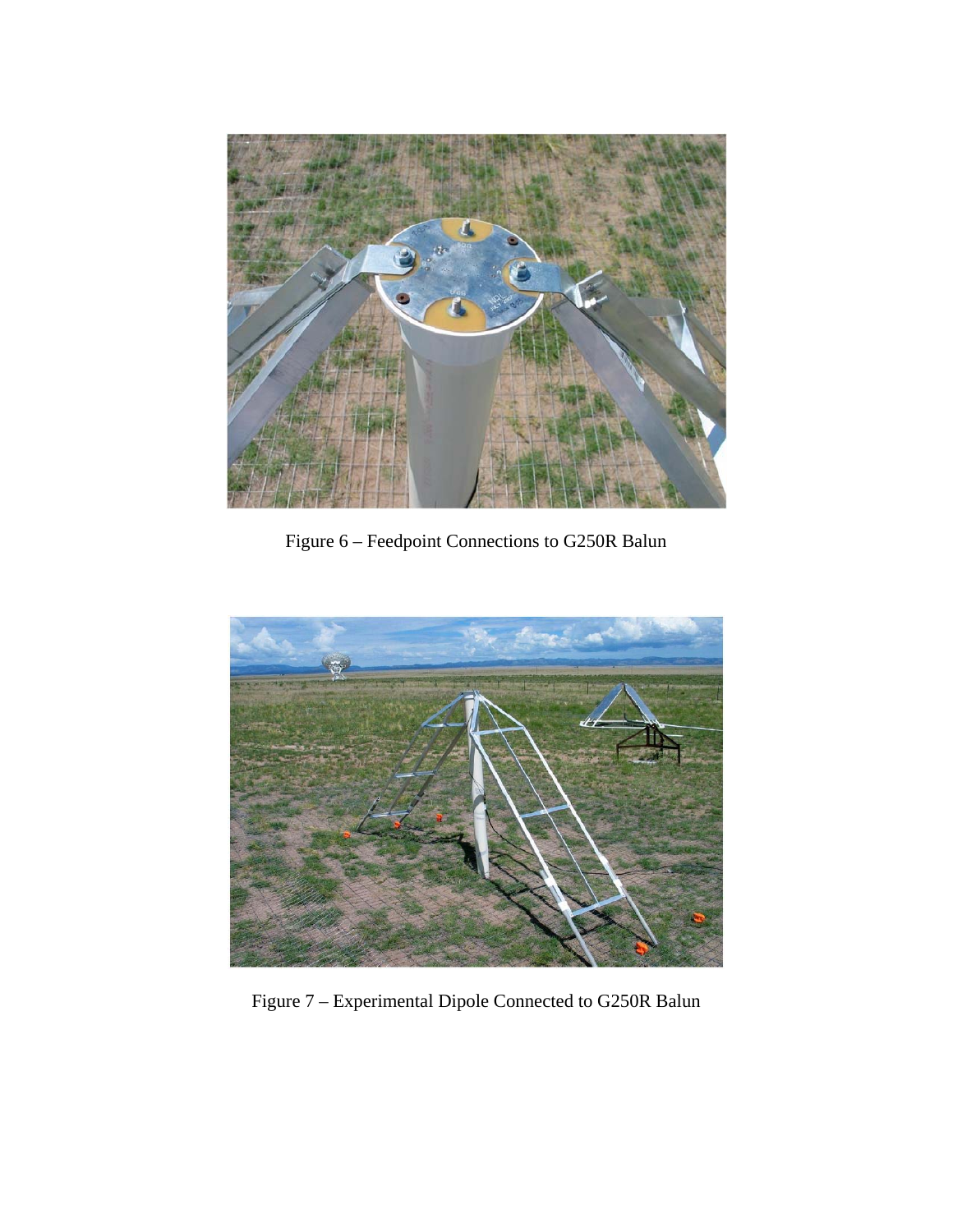Figure 6 – Feedpoint Connections to G250R Balun

Figure 7 – Experimental Dipole Connected to G250R Balun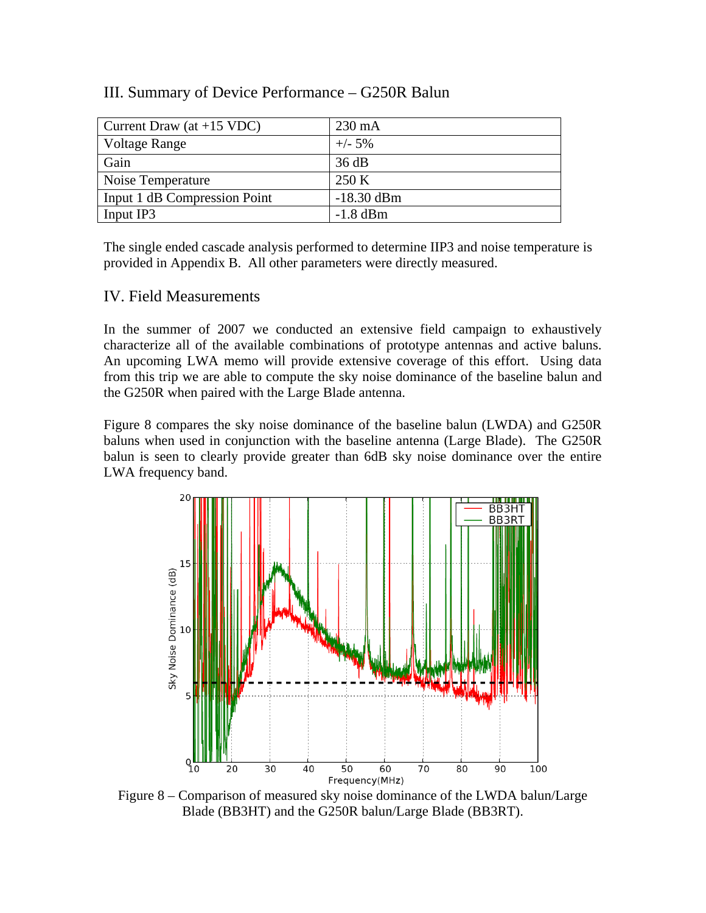## III. Summary of Device Performance – G250R Balun

| Current Draw (at +15 VDC) | 230 mA |
|---|---|
| Voltage Range | +/- 5% |
| Gain | 36 dB |
| Noise Temperature | 250 K |
| Input 1 dB Compression Point | -18.30 dBm |
| Input IP3 | -1.8 dBm |

The single ended cascade analysis performed to determine IIP3 and noise temperature is provided in Appendix B. All other parameters were directly measured.

## IV. Field Measurements

In the summer of 2007 we conducted an extensive field campaign to exhaustively characterize all of the available combinations of prototype antennas and active baluns. An upcoming LWA memo will provide extensive coverage of this effort. Using data from this trip we are able to compute the sky noise dominance of the baseline balun and the G250R when paired with the Large Blade antenna.

Figure 8 compares the sky noise dominance of the baseline balun (LWDA) and G250R baluns when used in conjunction with the baseline antenna (Large Blade). The G250R balun is seen to clearly provide greater than 6dB sky noise dominance over the entire LWA frequency band.

Figure 8 – Comparison of measured sky noise dominance of the LWDA balun/Large Blade (BB3HT) and the G250R balun/Large Blade (BB3RT).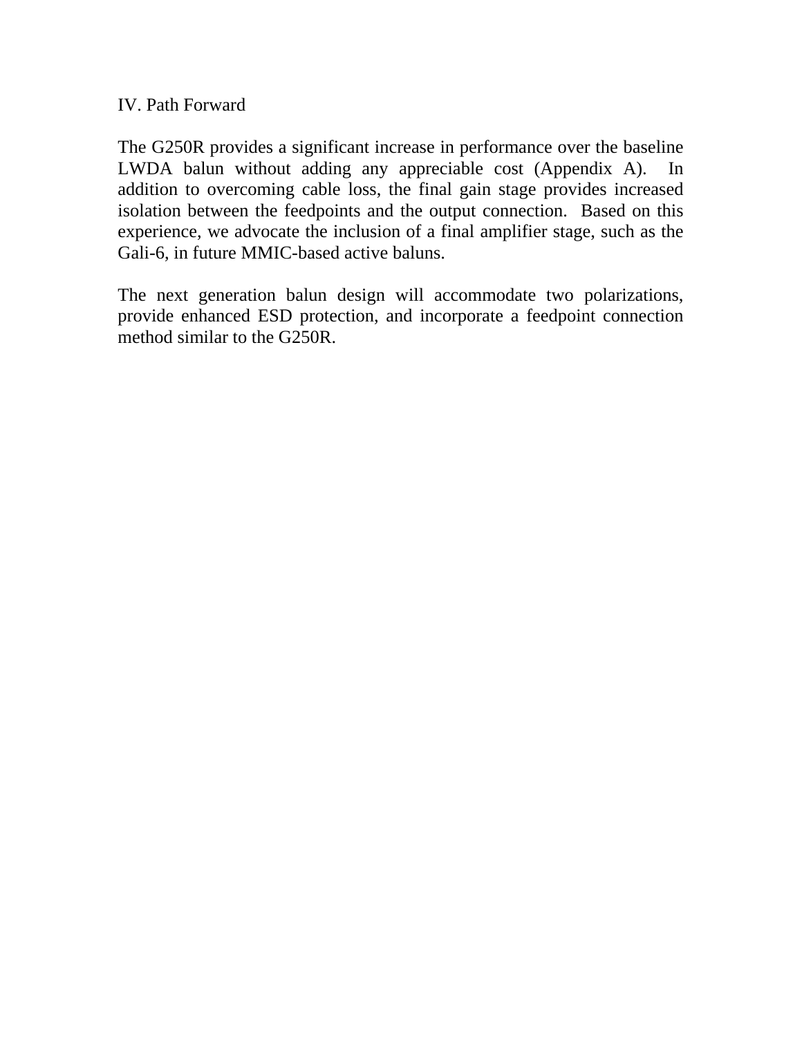## IV. Path Forward

The G250R provides a significant increase in performance over the baseline LWDA balun without adding any appreciable cost (Appendix A). In addition to overcoming cable loss, the final gain stage provides increased isolation between the feedpoints and the output connection. Based on this experience, we advocate the inclusion of a final amplifier stage, such as the Gali-6, in future MMIC-based active baluns.

The next generation balun design will accommodate two polarizations, provide enhanced ESD protection, and incorporate a feedpoint connection method similar to the G250R.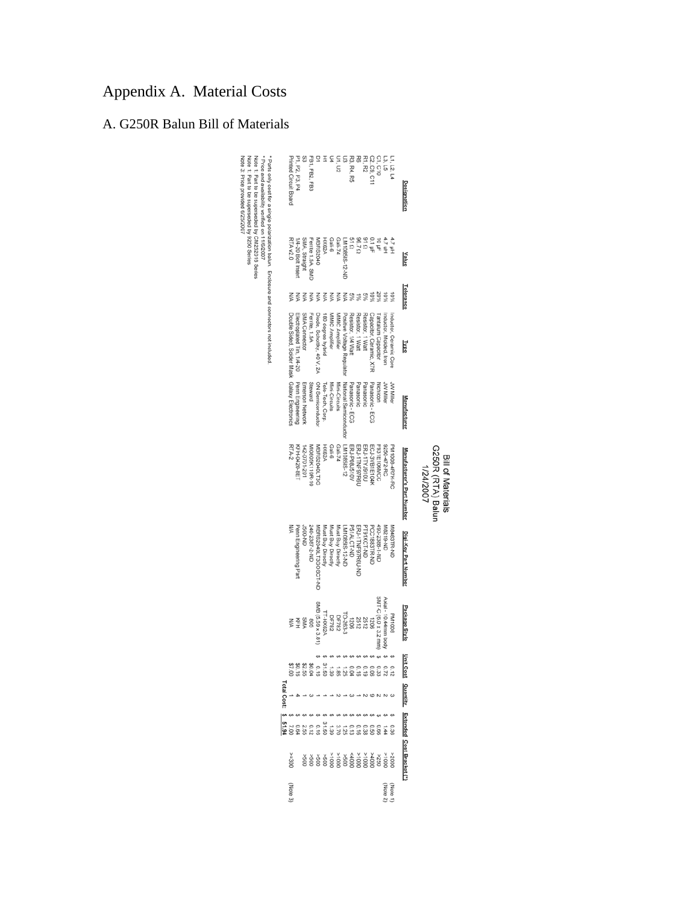# Appendix A. Material Costs

## A. G250R Balun Bill of Materials

**Bill of Materials**
**G250R (RTA) Balun**
**1/24/2007**

| Designation | Value | Tolerance | Type | Manufacturer | Manufacturer's Part Number | Digi-Key Part Number | Package Style | Unit Cost | Quantity | Extended Cost | Bracket (*) | |
|---|---|---|---|---|---|---|---|---|---|---|---|---|
| L1, L2, L4 | 4.7 µH | 10% | Inductor, Ceramic Core | JW Miller | PM1008-4R7K-RC | M8463TR-ND | PM1008 | $ 0.12 | 3 | $ 0.36 | >2000 | (Note 1) |
| L3, L5 | 4.7 uH | 10% | Inductor, Molded Iron | JW Miller | 9250-472-RC | M8219-ND | Axial - 10.44mm body | $ 0.72 | 2 | $ 1.44 | >1000 | (Note 2) |
| C1, C10 | 10 µF | 20% | Tantalum Capacitor | Nichicon | F931E106MCC | 493-2388-1-ND | SMT-C (6.0 x 3.2 mm) | $ 0.33 | 2 | $ 0.66 | >250 | |
| C2, C9, C11 | 0.1 µF | 10% | Capacitor, Ceramic, X7R | Panasonic - ECG | ECJ-3VB1E104K | PCC1883TR-ND | 1206 | $ 0.06 | 9 | $ 0.50 | >4000 | |
| R1, R2 | 91 Ω | 5% | Resistor, 1 Watt | Panasonic | ERJ-1TYJ910U | PT91XCT-ND | 2512 | $ 0.19 | 2 | $ 0.38 | >1000 | |
| R6 | 96.7 Ω | 1% | Resistor, 1 Watt | Panasonic | ERJ-1TNF97R6U | ERJ-1TNF97R6U-ND | 2512 | $ 0.16 | 1 | $ 0.16 | >1000 | |
| R3, R4, R5 | 51 Ω | 5% | Resistor, 1/4 Watt | Panasonic - ECG | ERJ-P08J510V | P51ACT-ND | 1206 | $ 0.04 | 3 | $ 0.13 | <4000 | |
| U3 | LM1085IS-12-ND | N/A | Positive Voltage Regulator | National Semiconductor | LM1085IS-12 | LM1085IS-12-ND | TO-263-3 | $ 1.25 | 1 | $ 1.25 | >500 | |
| U1, U2 | Gali-74 | N/A | MMIC Amplifier | Mini-Circuits | Gali-74 | Must Buy Directly | DF782 | $ 1.85 | 2 | $ 3.70 | >1000 | |
| U4 | Gali-6 | N/A | MMIC Amplifier | Mini-Circuits | Gali-6 | Must Buy Directly | DF782 | $ 1.39 | 1 | $ 1.39 | >1000 | |
| H1 | HX62A | N/A | 180 degree hybrid | Tele-Tech, Corp. | HX62A | Must Buy Directly | TT-HX62A | $ 31.50 | 1 | $ 31.50 | >500 | |
| D1 | MBRS2040 | N/A | Diode, Schottky, 40 V, 2A | ON Semiconductor | MBRS2040LT3G | MBRS2040LT3GOSCT-ND | SMB (5.59 x 3.81) | $ 0.16 | 1 | $ 0.16 | >500 | |
| FB1, FB2, FB3 | Ferrite 1.5A SMD | N/A | Ferrite, 1.5A | Steward | MI0805K110R-10 | 240-2367-2-ND | 805 | $0.04 | 3 | $ 0.12 | >500 | |
| S3 | SMA, straight | N/A | SMA Connector | Emerson Network | 142-0701-201 | J500-ND | SMA | $2.55 | 1 | $ 2.55 | >500 | |
| P1, P2, P3, P4 | 1/4-20 Broach insert | N/A | Electroplated Tin, 1/4-20 | Penn Engineering | KFH-0420-8ET | Penn Engineering Part | KFH | $0.16 | 4 | $ 0.64 | | |
| Printed Circuit Board | RTA v2.0 | N/A | Double Sided, Solder Mask | Galaxy Electronics | RTA-2 | N/A | N/A | $7.00 | 1 | $ 7.00 | >=300 | (Note 3) |
| | | | | | | | | | Total Cost: | $ 51.94 | | |

* Parts only cost for a single polarization balun. Enclosure and connectors not included.
* Price and availability verified on 11/6/2007
Note 1: Part to be superseded by CM252016 Series
Note 1: Part to be superseded by 9250 Series
Note 3: Price provided 6/25/2007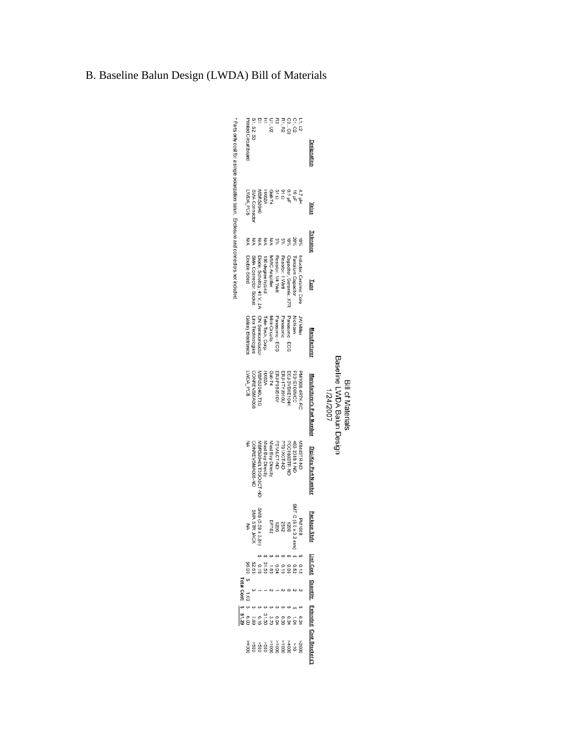## B. Baseline Balun Design (LWDA) Bill of Materials

Bill of Materials
Baseline LWDA Balun Design
1/24/2007

| Designation | Value | Tolerance | Type | Manufacturer | Manufacturer's Part Number | DigiKey Part Number | Package Style | Unit Cost | Quantity | Extended | Cost Bracket (*) |
|---|---|---|---|---|---|---|---|---|---|---|---|
| L1, L2 | 4.7 µH | 10% | Inductor, Ceramic Core | JW Miller | PM1008-4R7K-RC | M8483TR-ND | PM1008 | $ 0.12 | 2 | $ 0.24 | >2000 |
| C1, C2 | 10 µF | 20% | Tantalum Capacitor | Nichicon | F931E106MCC | 493-2381-1-ND | SMT-C (6.0 x 3.2 mm) | $ 0.52 | 2 | $ 1.04 | >10 |
| C3...C8 | 0.1 µF | 10% | Capacitor, Ceramic, X7R | Panasonic - ECG | ECJ-3VB1E104K | PCC1883TR-ND | 1206 | $ 0.06 | 6 | $ 0.34 | >400 |
| R1, R2 | 91 Ω | 5% | Resistor, 1 Watt | Panasonic | ERJ-1TYJ910U | PT91XCT-ND | 2512 | $ 0.19 | 2 | $ 0.39 | >1000 |
| R3 | 51 Ω | 5% | Resistor, 1/4 Watt | Panasonic - ECG | ERJ-P08J510V | P51ALCT-ND | 1206 | $ 0.04 | 1 | $ 0.04 | >1000 |
| U1, U2 | Gali-74 | N/A | MMIC Amplifier | Mini-Circuits | Gali-74 | Must Buy Directly | DF782 | $ 1.85 | 2 | $ 3.70 | >1000 |
| H1 | HX62A | N/A | 180 degree hybrid | Tele-Tech. Corp. | HX62A | Must Buy Directly | | $ 31.50 | 1 | $ 31.50 | >500 |
| D1 | MBRS240 | N/A | Diode, Schottky, 40 V, 2A | ON Semiconductor | MBRS240LT3G | MBRS240LT3GOSCT-ND | SMB (5.59 x 3.81) | $ 0.16 | 1 | $ 0.16 | >500 |
| S1, S2, S3 | SMA Connector | N/A | SMA Connector, Socket | Linx Technologies | CONREVSMA003 | CONREVSMA003-ND | SMA STR JACK | $2.63 | 3 | $ 7.89 | >250 |
| Printed Circuit board | LWDA_PCB | N/A | Double Sided | Galaxy Electronics | LWDA_PCB | NA | NA | $6.00 | $ 1.00 | $ 6.00 | >=300 |
| | | | | | | | | | Total Cost: | $ 51.29 | |

* Parts only cost for a single polarization balun. Enclosure and connectors not included.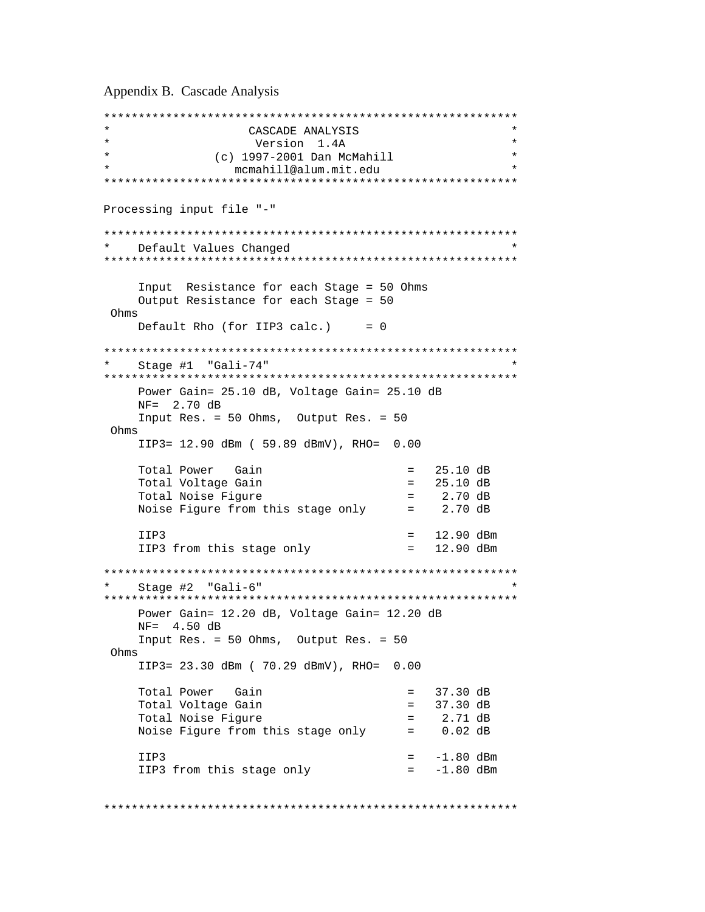# Appendix B.  Cascade Analysis

```
************************************************************
*                  CASCADE ANALYSIS                        *
*                   Version  1.4A                          *
*              (c) 1997-2001 Dan McMahill                  *
*                mcmahill@alum.mit.edu                     *
************************************************************

Processing input file "-"

************************************************************
*    Default Values Changed                                *
************************************************************

     Input  Resistance for each Stage = 50 Ohms
     Output Resistance for each Stage = 50
 Ohms
     Default Rho (for IIP3 calc.)     = 0

************************************************************
*    Stage #1  "Gali-74"                                   *
************************************************************
     Power Gain= 25.10 dB, Voltage Gain= 25.10 dB
     NF=  2.70 dB
     Input Res. = 50 Ohms,  Output Res. = 50
 Ohms
     IIP3= 12.90 dBm ( 59.89 dBmV), RHO=  0.00

     Total Power   Gain                   =   25.10 dB
     Total Voltage Gain                   =   25.10 dB
     Total Noise Figure                   =    2.70 dB
     Noise Figure from this stage only    =    2.70 dB

     IIP3                                 =   12.90 dBm
     IIP3 from this stage only            =   12.90 dBm

************************************************************
*    Stage #2  "Gali-6"                                    *
************************************************************
     Power Gain= 12.20 dB, Voltage Gain= 12.20 dB
     NF=  4.50 dB
     Input Res. = 50 Ohms,  Output Res. = 50
 Ohms
     IIP3= 23.30 dBm ( 70.29 dBmV), RHO=  0.00

     Total Power   Gain                   =   37.30 dB
     Total Voltage Gain                   =   37.30 dB
     Total Noise Figure                   =    2.71 dB
     Noise Figure from this stage only    =    0.02 dB

     IIP3                                 =   -1.80 dBm
     IIP3 from this stage only            =   -1.80 dBm


************************************************************
```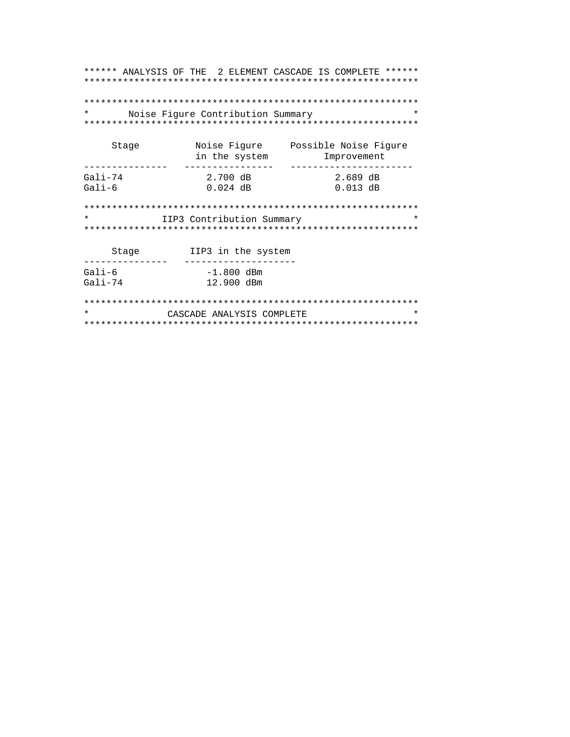****** ANALYSIS OF THE 2 ELEMENT CASCADE IS COMPLETE ******
************************************************************

************************************************************
*       Noise Figure Contribution Summary                  *
************************************************************

| Stage | Noise Figure in the system | Possible Noise Figure Improvement |
|---|---|---|
| Gali-74 | 2.700 dB | 2.689 dB |
| Gali-6 | 0.024 dB | 0.013 dB |

************************************************************
*            IIP3 Contribution Summary                     *
************************************************************

| Stage | IIP3 in the system |
|---|---|
| Gali-6 | -1.800 dBm |
| Gali-74 | 12.900 dBm |

************************************************************
*             CASCADE ANALYSIS COMPLETE                    *
************************************************************